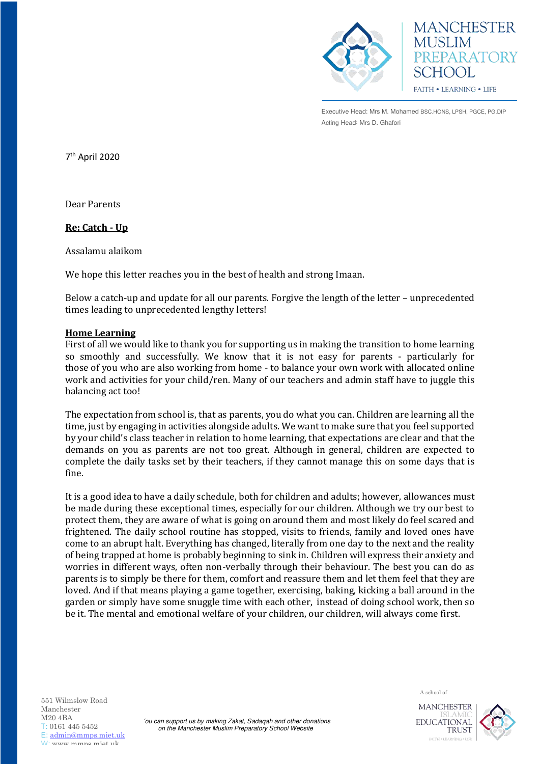MANCHESTER MUSLIM PREPARATORY SCHOOL

FAITH • LEARNING • LIFE

Executive Head: Mrs M. Mohamed BSC.HONS, LPSH, PGCE, PG.DIP
Acting Head: Mrs D. Ghafori

7th April 2020

Dear Parents

**Re: Catch - Up**

Assalamu alaikom

We hope this letter reaches you in the best of health and strong Imaan.

Below a catch-up and update for all our parents. Forgive the length of the letter – unprecedented times leading to unprecedented lengthy letters!

**Home Learning**

First of all we would like to thank you for supporting us in making the transition to home learning so smoothly and successfully. We know that it is not easy for parents - particularly for those of you who are also working from home - to balance your own work with allocated online work and activities for your child/ren. Many of our teachers and admin staff have to juggle this balancing act too!

The expectation from school is, that as parents, you do what you can. Children are learning all the time, just by engaging in activities alongside adults. We want to make sure that you feel supported by your child's class teacher in relation to home learning, that expectations are clear and that the demands on you as parents are not too great. Although in general, children are expected to complete the daily tasks set by their teachers, if they cannot manage this on some days that is fine.

It is a good idea to have a daily schedule, both for children and adults; however, allowances must be made during these exceptional times, especially for our children. Although we try our best to protect them, they are aware of what is going on around them and most likely do feel scared and frightened. The daily school routine has stopped, visits to friends, family and loved ones have come to an abrupt halt. Everything has changed, literally from one day to the next and the reality of being trapped at home is probably beginning to sink in. Children will express their anxiety and worries in different ways, often non-verbally through their behaviour. The best you can do as parents is to simply be there for them, comfort and reassure them and let them feel that they are loved. And if that means playing a game together, exercising, baking, kicking a ball around in the garden or simply have some snuggle time with each other, instead of doing school work, then so be it. The mental and emotional welfare of your children, our children, will always come first.

551 Wilmslow Road
Manchester
M20 4BA
T: 0161 445 5452
E: admin@mmps.miet.uk
W: www.mmps.miet.uk

*You can support us by making Zakat, Sadaqah and other donations on the Manchester Muslim Preparatory School Website*

A school of MANCHESTER ISLAMIC EDUCATIONAL TRUST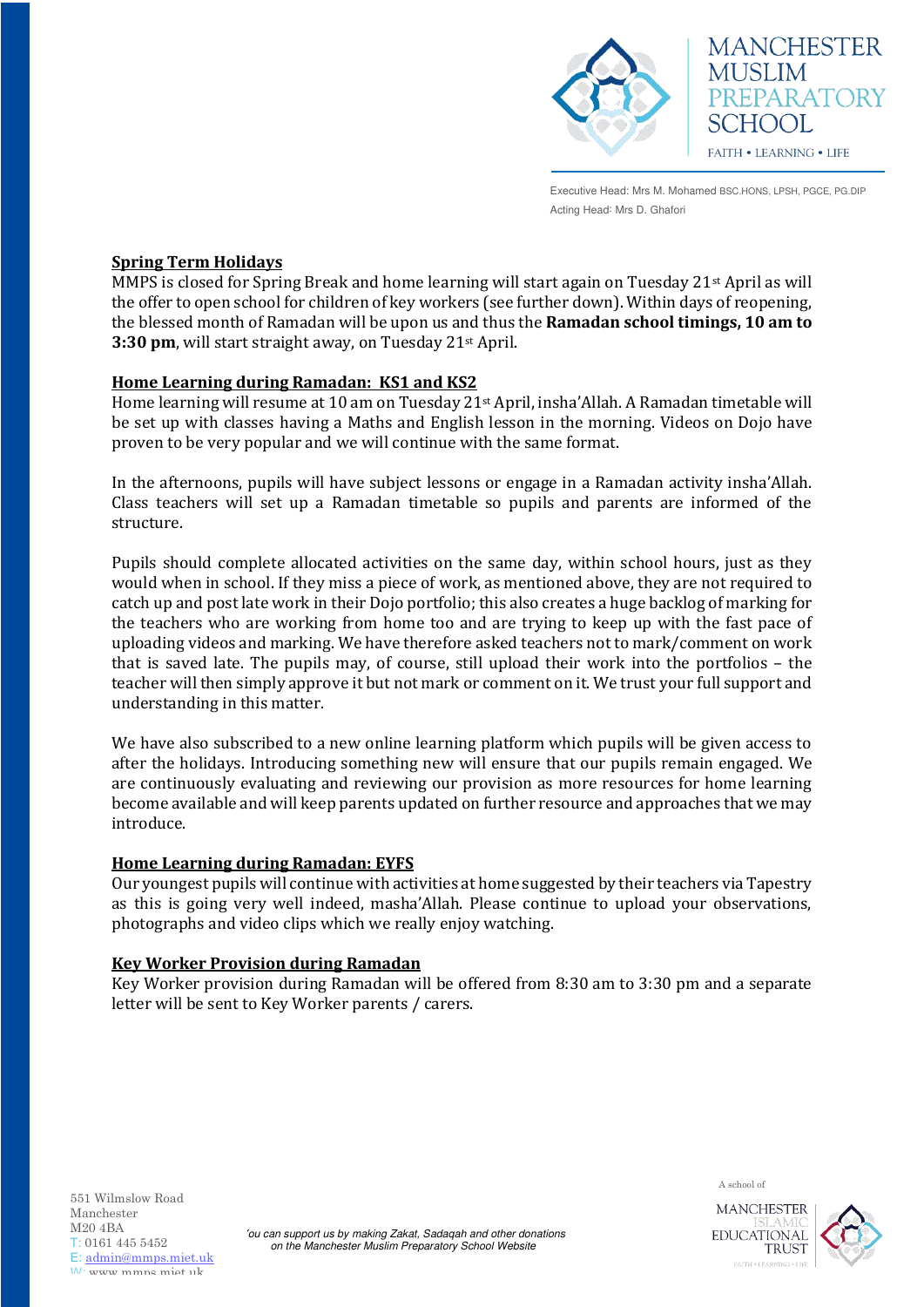## Spring Term Holidays

MMPS is closed for Spring Break and home learning will start again on Tuesday 21st April as will the offer to open school for children of key workers (see further down). Within days of reopening, the blessed month of Ramadan will be upon us and thus the **Ramadan school timings, 10 am to 3:30 pm**, will start straight away, on Tuesday 21st April.

## Home Learning during Ramadan: KS1 and KS2

Home learning will resume at 10 am on Tuesday 21st April, insha'Allah. A Ramadan timetable will be set up with classes having a Maths and English lesson in the morning. Videos on Dojo have proven to be very popular and we will continue with the same format.

In the afternoons, pupils will have subject lessons or engage in a Ramadan activity insha'Allah. Class teachers will set up a Ramadan timetable so pupils and parents are informed of the structure.

Pupils should complete allocated activities on the same day, within school hours, just as they would when in school. If they miss a piece of work, as mentioned above, they are not required to catch up and post late work in their Dojo portfolio; this also creates a huge backlog of marking for the teachers who are working from home too and are trying to keep up with the fast pace of uploading videos and marking. We have therefore asked teachers not to mark/comment on work that is saved late. The pupils may, of course, still upload their work into the portfolios – the teacher will then simply approve it but not mark or comment on it. We trust your full support and understanding in this matter.

We have also subscribed to a new online learning platform which pupils will be given access to after the holidays. Introducing something new will ensure that our pupils remain engaged. We are continuously evaluating and reviewing our provision as more resources for home learning become available and will keep parents updated on further resource and approaches that we may introduce.

## Home Learning during Ramadan: EYFS

Our youngest pupils will continue with activities at home suggested by their teachers via Tapestry as this is going very well indeed, masha'Allah. Please continue to upload your observations, photographs and video clips which we really enjoy watching.

## Key Worker Provision during Ramadan

Key Worker provision during Ramadan will be offered from 8:30 am to 3:30 pm and a separate letter will be sent to Key Worker parents / carers.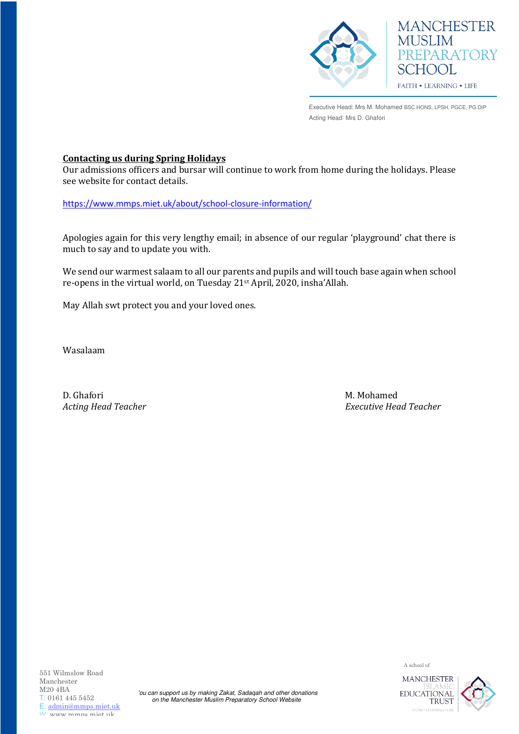MANCHESTER MUSLIM PREPARATORY SCHOOL

FAITH • LEARNING • LIFE

Executive Head: Mrs M. Mohamed BSC.HONS, LPSH, PGCE, PG.DIP
Acting Head: Mrs D. Ghafori

**Contacting us during Spring Holidays**

Our admissions officers and bursar will continue to work from home during the holidays. Please see website for contact details.

https://www.mmps.miet.uk/about/school-closure-information/

Apologies again for this very lengthy email; in absence of our regular 'playground' chat there is much to say and to update you with.

We send our warmest salaam to all our parents and pupils and will touch base again when school re-opens in the virtual world, on Tuesday 21st April, 2020, insha'Allah.

May Allah swt protect you and your loved ones.

Wasalaam

D. Ghafori
*Acting Head Teacher*

M. Mohamed
*Executive Head Teacher*

551 Wilmslow Road
Manchester
M20 4BA
T: 0161 445 5452
E: admin@mmps.miet.uk
W: www.mmps.miet.uk

*You can support us by making Zakat, Sadaqah and other donations on the Manchester Muslim Preparatory School Website*

A school of
MANCHESTER ISLAMIC EDUCATIONAL TRUST
FAITH • LEARNING • LIFE